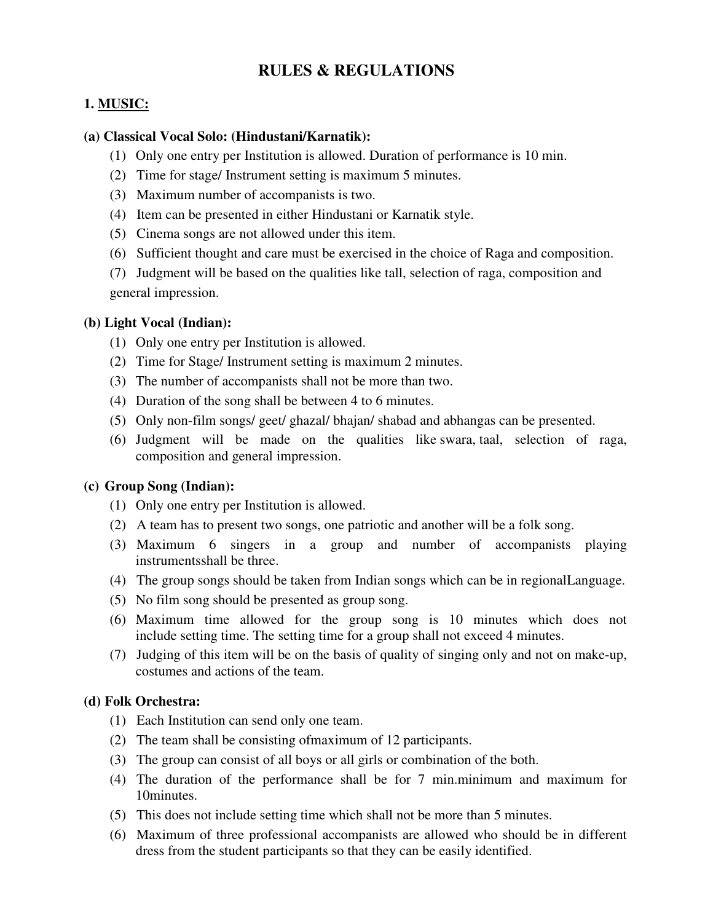# RULES & REGULATIONS

## 1. MUSIC:

### (a) Classical Vocal Solo: (Hindustani/Karnatik):

(1) Only one entry per Institution is allowed. Duration of performance is 10 min.

(2) Time for stage/ Instrument setting is maximum 5 minutes.

(3) Maximum number of accompanists is two.

(4) Item can be presented in either Hindustani or Karnatik style.

(5) Cinema songs are not allowed under this item.

(6) Sufficient thought and care must be exercised in the choice of Raga and composition.

(7) Judgment will be based on the qualities like tall, selection of raga, composition and general impression.

### (b) Light Vocal (Indian):

(1) Only one entry per Institution is allowed.

(2) Time for Stage/ Instrument setting is maximum 2 minutes.

(3) The number of accompanists shall not be more than two.

(4) Duration of the song shall be between 4 to 6 minutes.

(5) Only non-film songs/ geet/ ghazal/ bhajan/ shabad and abhangas can be presented.

(6) Judgment will be made on the qualities like swara, taal, selection of raga, composition and general impression.

### (c) Group Song (Indian):

(1) Only one entry per Institution is allowed.

(2) A team has to present two songs, one patriotic and another will be a folk song.

(3) Maximum 6 singers in a group and number of accompanists playing instrumentsshall be three.

(4) The group songs should be taken from Indian songs which can be in regionalLanguage.

(5) No film song should be presented as group song.

(6) Maximum time allowed for the group song is 10 minutes which does not include setting time. The setting time for a group shall not exceed 4 minutes.

(7) Judging of this item will be on the basis of quality of singing only and not on make-up, costumes and actions of the team.

### (d) Folk Orchestra:

(1) Each Institution can send only one team.

(2) The team shall be consisting ofmaximum of 12 participants.

(3) The group can consist of all boys or all girls or combination of the both.

(4) The duration of the performance shall be for 7 min.minimum and maximum for 10minutes.

(5) This does not include setting time which shall not be more than 5 minutes.

(6) Maximum of three professional accompanists are allowed who should be in different dress from the student participants so that they can be easily identified.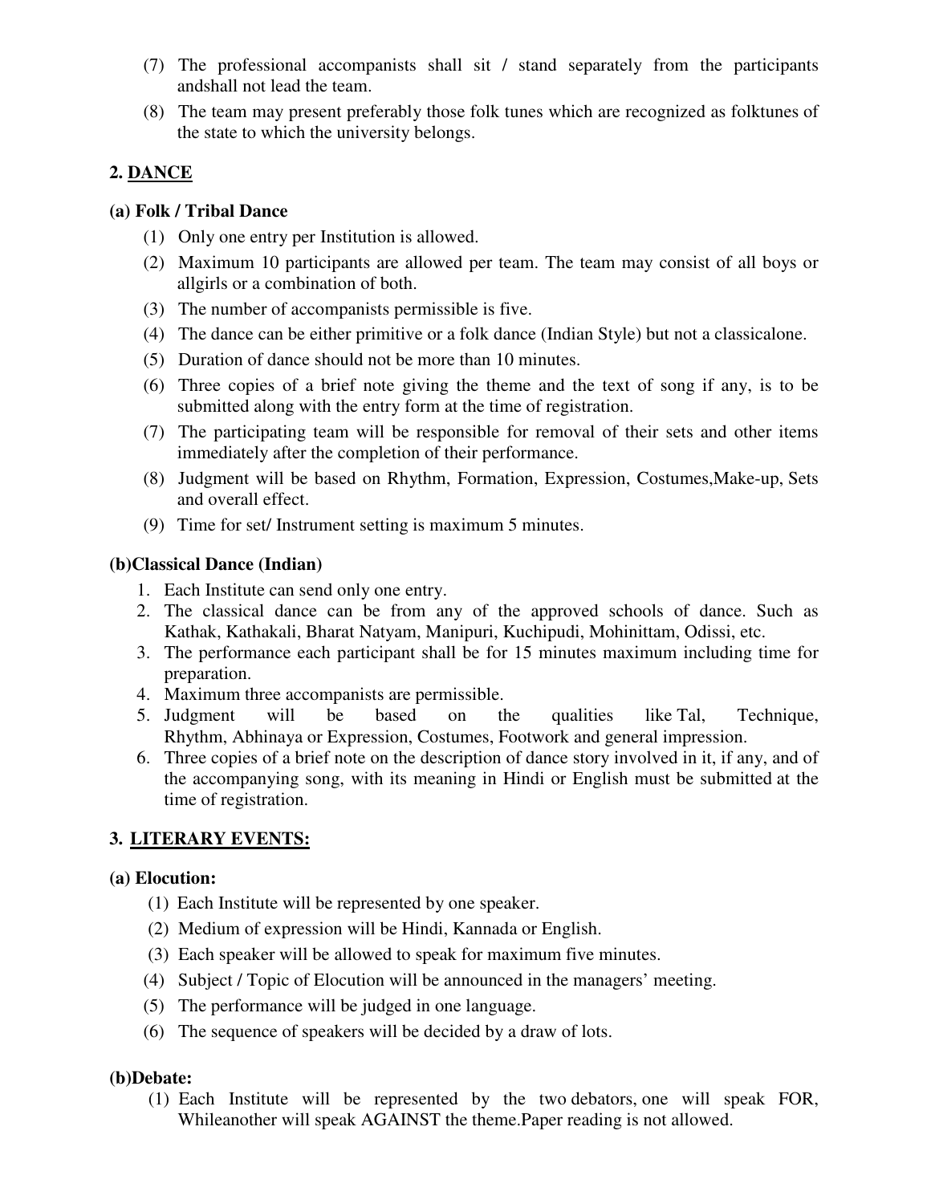(7) The professional accompanists shall sit / stand separately from the participants andshall not lead the team.

(8) The team may present preferably those folk tunes which are recognized as folktunes of the state to which the university belongs.

## 2. DANCE

### (a) Folk / Tribal Dance

(1) Only one entry per Institution is allowed.

(2) Maximum 10 participants are allowed per team. The team may consist of all boys or allgirls or a combination of both.

(3) The number of accompanists permissible is five.

(4) The dance can be either primitive or a folk dance (Indian Style) but not a classicalone.

(5) Duration of dance should not be more than 10 minutes.

(6) Three copies of a brief note giving the theme and the text of song if any, is to be submitted along with the entry form at the time of registration.

(7) The participating team will be responsible for removal of their sets and other items immediately after the completion of their performance.

(8) Judgment will be based on Rhythm, Formation, Expression, Costumes,Make-up, Sets and overall effect.

(9) Time for set/ Instrument setting is maximum 5 minutes.

### (b)Classical Dance (Indian)

1. Each Institute can send only one entry.
2. The classical dance can be from any of the approved schools of dance. Such as Kathak, Kathakali, Bharat Natyam, Manipuri, Kuchipudi, Mohinittam, Odissi, etc.
3. The performance each participant shall be for 15 minutes maximum including time for preparation.
4. Maximum three accompanists are permissible.
5. Judgment will be based on the qualities like Tal, Technique, Rhythm, Abhinaya or Expression, Costumes, Footwork and general impression.
6. Three copies of a brief note on the description of dance story involved in it, if any, and of the accompanying song, with its meaning in Hindi or English must be submitted at the time of registration.

## 3. LITERARY EVENTS:

### (a) Elocution:

(1) Each Institute will be represented by one speaker.

(2) Medium of expression will be Hindi, Kannada or English.

(3) Each speaker will be allowed to speak for maximum five minutes.

(4) Subject / Topic of Elocution will be announced in the managers' meeting.

(5) The performance will be judged in one language.

(6) The sequence of speakers will be decided by a draw of lots.

### (b)Debate:

(1) Each Institute will be represented by the two debators, one will speak FOR, Whileanother will speak AGAINST the theme.Paper reading is not allowed.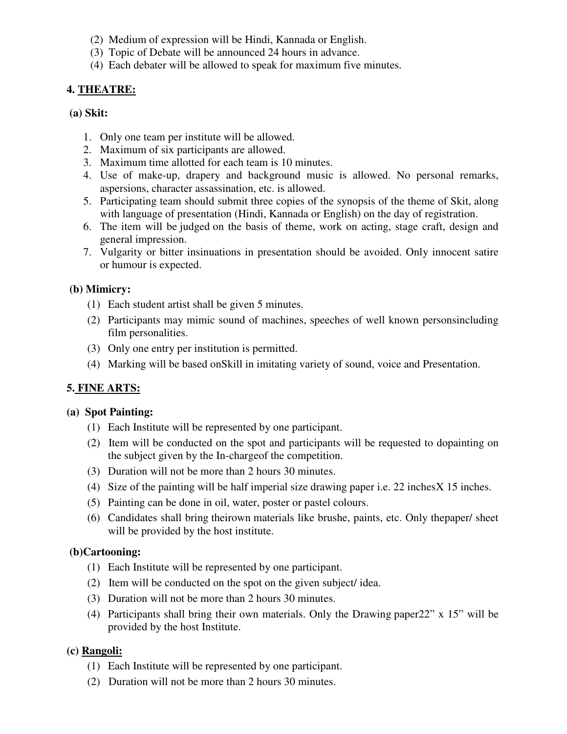(2) Medium of expression will be Hindi, Kannada or English.
(3) Topic of Debate will be announced 24 hours in advance.
(4) Each debater will be allowed to speak for maximum five minutes.

## 4. THEATRE:

### (a) Skit:

1. Only one team per institute will be allowed.
2. Maximum of six participants are allowed.
3. Maximum time allotted for each team is 10 minutes.
4. Use of make-up, drapery and background music is allowed. No personal remarks, aspersions, character assassination, etc. is allowed.
5. Participating team should submit three copies of the synopsis of the theme of Skit, along with language of presentation (Hindi, Kannada or English) on the day of registration.
6. The item will be judged on the basis of theme, work on acting, stage craft, design and general impression.
7. Vulgarity or bitter insinuations in presentation should be avoided. Only innocent satire or humour is expected.

### (b) Mimicry:

(1) Each student artist shall be given 5 minutes.
(2) Participants may mimic sound of machines, speeches of well known personsincluding film personalities.
(3) Only one entry per institution is permitted.
(4) Marking will be based onSkill in imitating variety of sound, voice and Presentation.

## 5. FINE ARTS:

### (a) Spot Painting:

(1) Each Institute will be represented by one participant.
(2) Item will be conducted on the spot and participants will be requested to dopainting on the subject given by the In-chargeof the competition.
(3) Duration will not be more than 2 hours 30 minutes.
(4) Size of the painting will be half imperial size drawing paper i.e. 22 inchesX 15 inches.
(5) Painting can be done in oil, water, poster or pastel colours.
(6) Candidates shall bring theirown materials like brushe, paints, etc. Only thepaper/ sheet will be provided by the host institute.

### (b)Cartooning:

(1) Each Institute will be represented by one participant.
(2) Item will be conducted on the spot on the given subject/ idea.
(3) Duration will not be more than 2 hours 30 minutes.
(4) Participants shall bring their own materials. Only the Drawing paper22" x 15" will be provided by the host Institute.

### (c) Rangoli:

(1) Each Institute will be represented by one participant.
(2) Duration will not be more than 2 hours 30 minutes.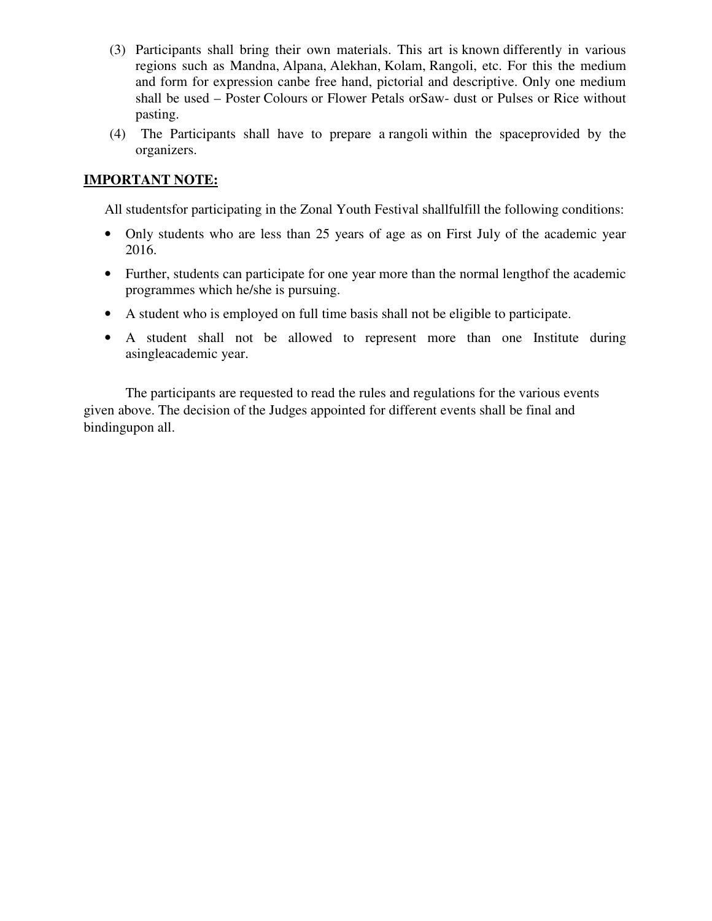(3) Participants shall bring their own materials. This art is known differently in various regions such as Mandna, Alpana, Alekhan, Kolam, Rangoli, etc. For this the medium and form for expression canbe free hand, pictorial and descriptive. Only one medium shall be used – Poster Colours or Flower Petals orSaw- dust or Pulses or Rice without pasting.

(4) The Participants shall have to prepare a rangoli within the spaceprovided by the organizers.

**<u>IMPORTANT NOTE:</u>**

All studentsfor participating in the Zonal Youth Festival shallfulfill the following conditions:

- Only students who are less than 25 years of age as on First July of the academic year 2016.
- Further, students can participate for one year more than the normal lengthof the academic programmes which he/she is pursuing.
- A student who is employed on full time basis shall not be eligible to participate.
- A student shall not be allowed to represent more than one Institute during asingleacademic year.

The participants are requested to read the rules and regulations for the various events given above. The decision of the Judges appointed for different events shall be final and bindingupon all.